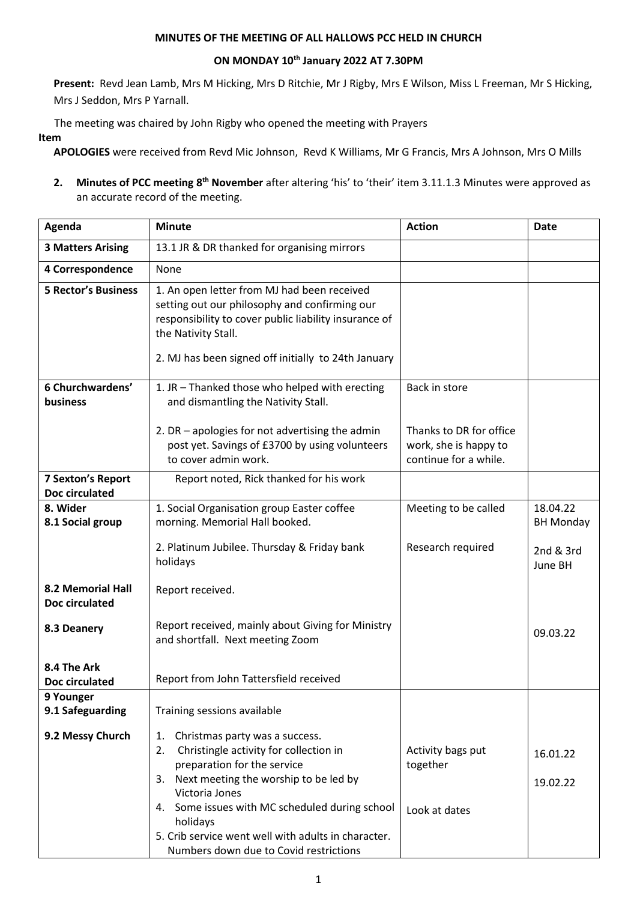**MINUTES OF THE MEETING OF ALL HALLOWS PCC HELD IN CHURCH**

**ON MONDAY 10th January 2022 AT 7.30PM**

**Present:** Revd Jean Lamb, Mrs M Hicking, Mrs D Ritchie, Mr J Rigby, Mrs E Wilson, Miss L Freeman, Mr S Hicking, Mrs J Seddon, Mrs P Yarnall.

The meeting was chaired by John Rigby who opened the meeting with Prayers

**Item**

**APOLOGIES** were received from Revd Mic Johnson, Revd K Williams, Mr G Francis, Mrs A Johnson, Mrs O Mills

2. **Minutes of PCC meeting 8th November** after altering 'his' to 'their' item 3.11.1.3 Minutes were approved as an accurate record of the meeting.

| Agenda | Minute | Action | Date |
|---|---|---|---|
| **3 Matters Arising** | 13.1 JR & DR thanked for organising mirrors | | |
| **4 Correspondence** | None | | |
| **5 Rector's Business** | 1. An open letter from MJ had been received setting out our philosophy and confirming our responsibility to cover public liability insurance of the Nativity Stall.<br>2. MJ has been signed off initially to 24th January | | |
| **6 Churchwardens' business** | 1. JR – Thanked those who helped with erecting and dismantling the Nativity Stall.<br>2. DR – apologies for not advertising the admin post yet. Savings of £3700 by using volunteers to cover admin work. | Back in store<br>Thanks to DR for office work, she is happy to continue for a while. | |
| **7 Sexton's Report Doc circulated** | Report noted, Rick thanked for his work | | |
| **8. Wider**<br>**8.1 Social group** | 1. Social Organisation group Easter coffee morning. Memorial Hall booked.<br>2. Platinum Jubilee. Thursday & Friday bank holidays | Meeting to be called<br>Research required | 18.04.22 BH Monday<br>2nd & 3rd June BH |
| **8.2 Memorial Hall Doc circulated** | Report received. | | |
| **8.3 Deanery** | Report received, mainly about Giving for Ministry and shortfall. Next meeting Zoom | | 09.03.22 |
| **8.4 The Ark Doc circulated** | Report from John Tattersfield received | | |
| **9 Younger**<br>**9.1 Safeguarding** | Training sessions available | | |
| **9.2 Messy Church** | 1. Christmas party was a success.<br>2. Christingle activity for collection in preparation for the service<br>3. Next meeting the worship to be led by Victoria Jones<br>4. Some issues with MC scheduled during school holidays<br>5. Crib service went well with adults in character. Numbers down due to Covid restrictions | Activity bags put together<br>Look at dates | 16.01.22<br>19.02.22 |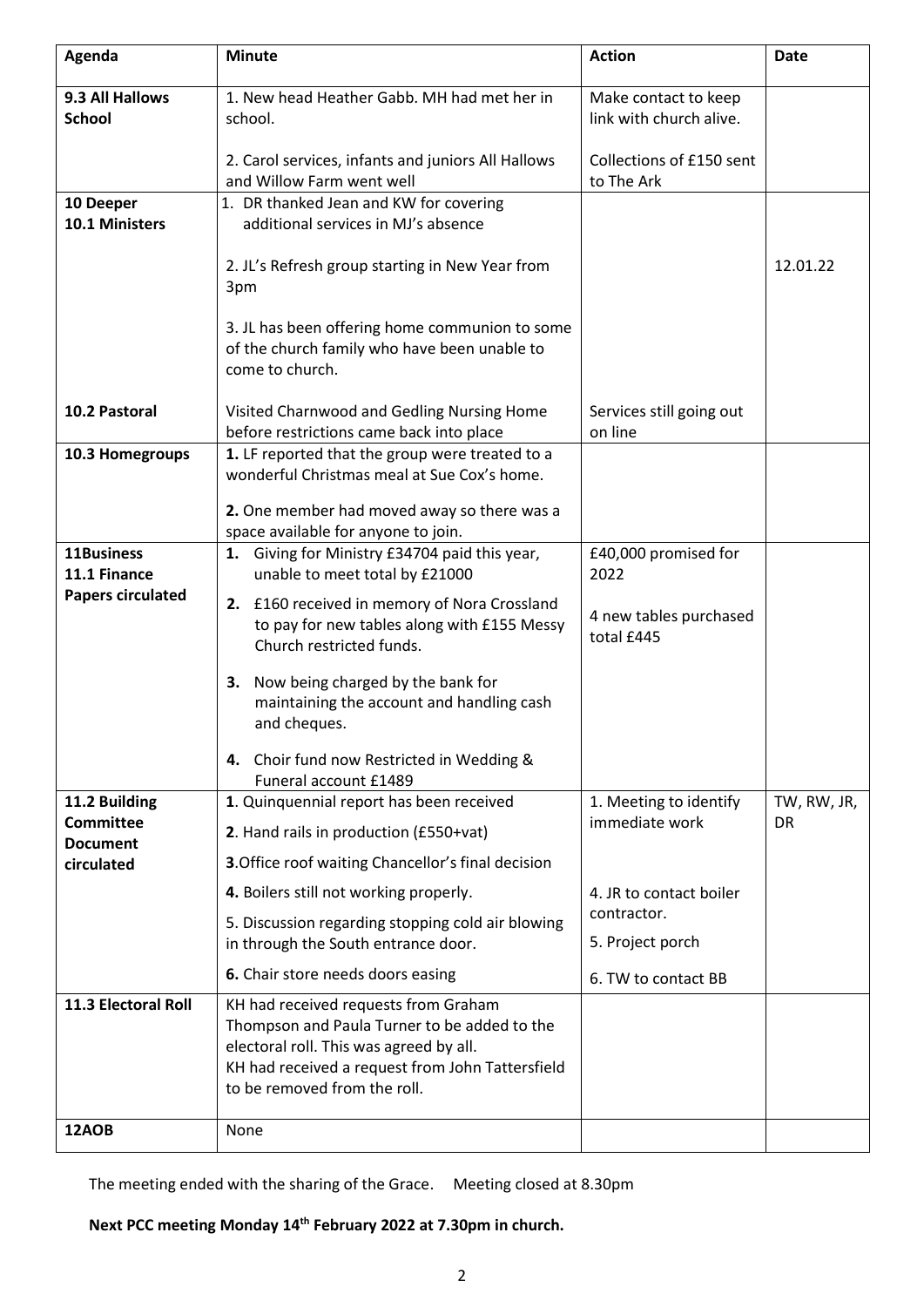| Agenda | Minute | Action | Date |
|---|---|---|---|
| **9.3 All Hallows School** | 1. New head Heather Gabb. MH had met her in school.<br><br>2. Carol services, infants and juniors All Hallows and Willow Farm went well | Make contact to keep link with church alive.<br><br>Collections of £150 sent to The Ark | |
| **10 Deeper**<br>**10.1 Ministers** | 1. DR thanked Jean and KW for covering additional services in MJ's absence<br><br>2. JL's Refresh group starting in New Year from 3pm<br><br>3. JL has been offering home communion to some of the church family who have been unable to come to church. | | 12.01.22 |
| **10.2 Pastoral** | Visited Charnwood and Gedling Nursing Home before restrictions came back into place | Services still going out on line | |
| **10.3 Homegroups** | **1.** LF reported that the group were treated to a wonderful Christmas meal at Sue Cox's home.<br><br>**2.** One member had moved away so there was a space available for anyone to join. | | |
| **11Business**<br>**11.1 Finance**<br>**Papers circulated** | **1.** Giving for Ministry £34704 paid this year, unable to meet total by £21000<br><br>**2.** £160 received in memory of Nora Crossland to pay for new tables along with £155 Messy Church restricted funds.<br><br>**3.** Now being charged by the bank for maintaining the account and handling cash and cheques.<br><br>**4.** Choir fund now Restricted in Wedding & Funeral account £1489 | £40,000 promised for 2022<br><br>4 new tables purchased total £445 | |
| **11.2 Building Committee Document circulated** | **1**. Quinquennial report has been received<br>**2**. Hand rails in production (£550+vat)<br>**3**.Office roof waiting Chancellor's final decision<br>**4.** Boilers still not working properly.<br>5. Discussion regarding stopping cold air blowing in through the South entrance door.<br>**6.** Chair store needs doors easing | 1. Meeting to identify immediate work<br><br><br>4. JR to contact boiler contractor.<br>5. Project porch<br><br>6. TW to contact BB | TW, RW, JR, DR |
| **11.3 Electoral Roll** | KH had received requests from Graham Thompson and Paula Turner to be added to the electoral roll. This was agreed by all.<br>KH had received a request from John Tattersfield to be removed from the roll. | | |
| **12AOB** | None | | |

The meeting ended with the sharing of the Grace. Meeting closed at 8.30pm

**Next PCC meeting Monday 14th February 2022 at 7.30pm in church.**